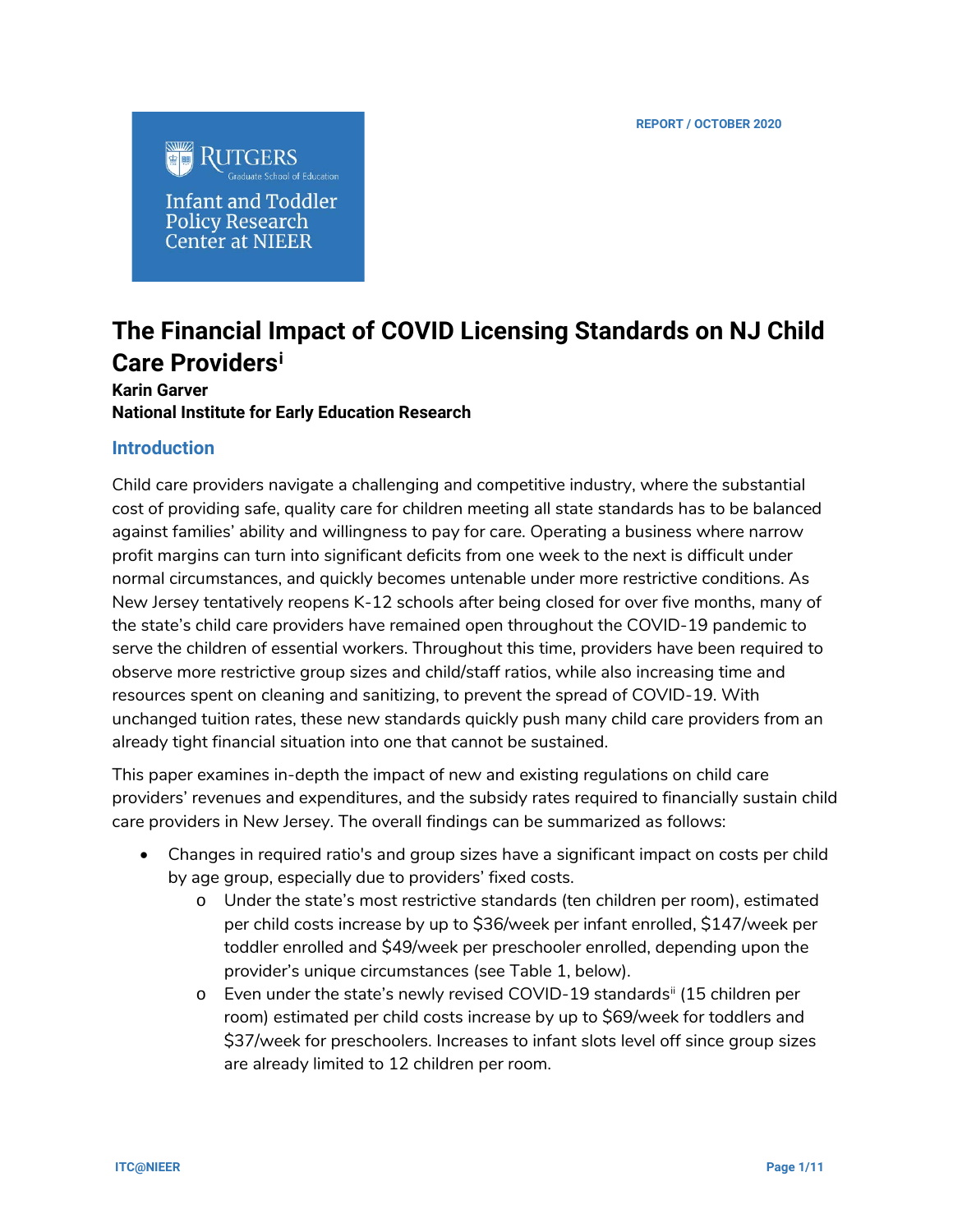REPORT / OCTOBER 2020

Rutgers Graduate School of Education

Infant and Toddler Policy Research Center at NIEER

# The Financial Impact of COVID Licensing Standards on NJ Child Care Providers[i]

**Karin Garver**
**National Institute for Early Education Research**

## Introduction

Child care providers navigate a challenging and competitive industry, where the substantial cost of providing safe, quality care for children meeting all state standards has to be balanced against families' ability and willingness to pay for care. Operating a business where narrow profit margins can turn into significant deficits from one week to the next is difficult under normal circumstances, and quickly becomes untenable under more restrictive conditions. As New Jersey tentatively reopens K-12 schools after being closed for over five months, many of the state's child care providers have remained open throughout the COVID-19 pandemic to serve the children of essential workers. Throughout this time, providers have been required to observe more restrictive group sizes and child/staff ratios, while also increasing time and resources spent on cleaning and sanitizing, to prevent the spread of COVID-19. With unchanged tuition rates, these new standards quickly push many child care providers from an already tight financial situation into one that cannot be sustained.

This paper examines in-depth the impact of new and existing regulations on child care providers' revenues and expenditures, and the subsidy rates required to financially sustain child care providers in New Jersey. The overall findings can be summarized as follows:

- Changes in required ratio's and group sizes have a significant impact on costs per child by age group, especially due to providers' fixed costs.
  - Under the state's most restrictive standards (ten children per room), estimated per child costs increase by up to $36/week per infant enrolled, $147/week per toddler enrolled and $49/week per preschooler enrolled, depending upon the provider's unique circumstances (see Table 1, below).
  - Even under the state's newly revised COVID-19 standards[ii] (15 children per room) estimated per child costs increase by up to $69/week for toddlers and $37/week for preschoolers. Increases to infant slots level off since group sizes are already limited to 12 children per room.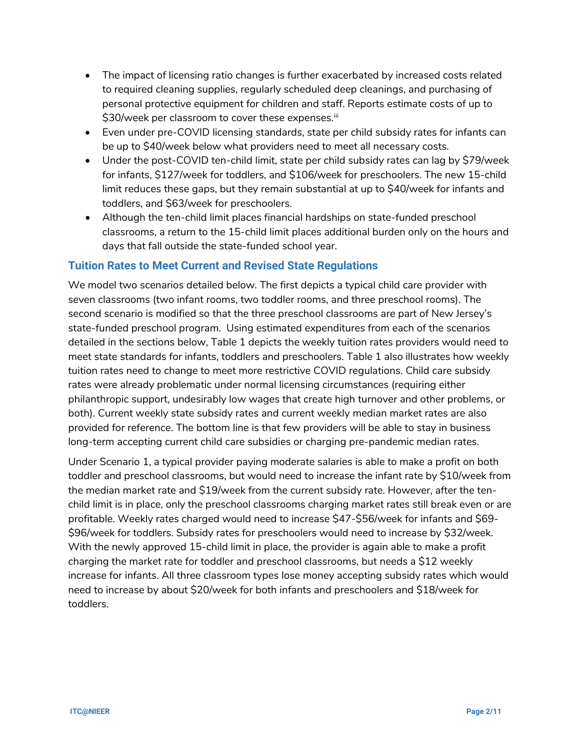- The impact of licensing ratio changes is further exacerbated by increased costs related to required cleaning supplies, regularly scheduled deep cleanings, and purchasing of personal protective equipment for children and staff. Reports estimate costs of up to $30/week per classroom to cover these expenses.[iii]
- Even under pre-COVID licensing standards, state per child subsidy rates for infants can be up to $40/week below what providers need to meet all necessary costs.
- Under the post-COVID ten-child limit, state per child subsidy rates can lag by $79/week for infants, $127/week for toddlers, and $106/week for preschoolers. The new 15-child limit reduces these gaps, but they remain substantial at up to $40/week for infants and toddlers, and $63/week for preschoolers.
- Although the ten-child limit places financial hardships on state-funded preschool classrooms, a return to the 15-child limit places additional burden only on the hours and days that fall outside the state-funded school year.

### Tuition Rates to Meet Current and Revised State Regulations

We model two scenarios detailed below. The first depicts a typical child care provider with seven classrooms (two infant rooms, two toddler rooms, and three preschool rooms). The second scenario is modified so that the three preschool classrooms are part of New Jersey's state-funded preschool program. Using estimated expenditures from each of the scenarios detailed in the sections below, Table 1 depicts the weekly tuition rates providers would need to meet state standards for infants, toddlers and preschoolers. Table 1 also illustrates how weekly tuition rates need to change to meet more restrictive COVID regulations. Child care subsidy rates were already problematic under normal licensing circumstances (requiring either philanthropic support, undesirably low wages that create high turnover and other problems, or both). Current weekly state subsidy rates and current weekly median market rates are also provided for reference. The bottom line is that few providers will be able to stay in business long-term accepting current child care subsidies or charging pre-pandemic median rates.

Under Scenario 1, a typical provider paying moderate salaries is able to make a profit on both toddler and preschool classrooms, but would need to increase the infant rate by $10/week from the median market rate and $19/week from the current subsidy rate. However, after the ten-child limit is in place, only the preschool classrooms charging market rates still break even or are profitable. Weekly rates charged would need to increase $47-$56/week for infants and $69-$96/week for toddlers. Subsidy rates for preschoolers would need to increase by $32/week. With the newly approved 15-child limit in place, the provider is again able to make a profit charging the market rate for toddler and preschool classrooms, but needs a $12 weekly increase for infants. All three classroom types lose money accepting subsidy rates which would need to increase by about $20/week for both infants and preschoolers and $18/week for toddlers.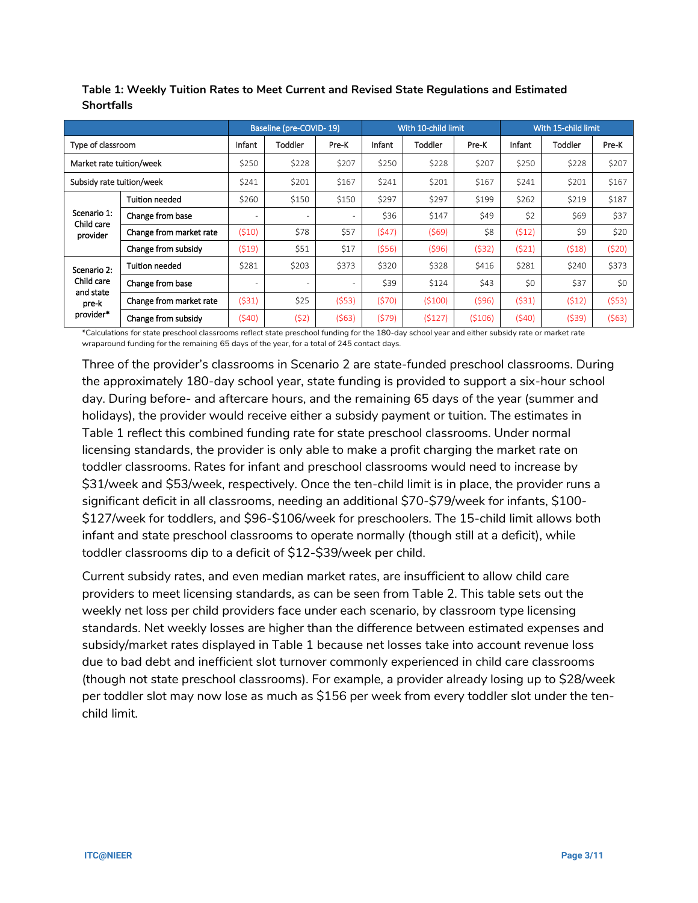**Table 1: Weekly Tuition Rates to Meet Current and Revised State Regulations and Estimated Shortfalls**

| | | Baseline (pre-COVID- 19) | | | With 10-child limit | | | With 15-child limit | | |
|---|---|---|---|---|---|---|---|---|---|---|
| Type of classroom | | Infant | Toddler | Pre-K | Infant | Toddler | Pre-K | Infant | Toddler | Pre-K |
| Market rate tuition/week | | $250 | $228 | $207 | $250 | $228 | $207 | $250 | $228 | $207 |
| Subsidy rate tuition/week | | $241 | $201 | $167 | $241 | $201 | $167 | $241 | $201 | $167 |
| Scenario 1: Child care provider | Tuition needed | $260 | $150 | $150 | $297 | $297 | $199 | $262 | $219 | $187 |
| | Change from base | - | - | - | $36 | $147 | $49 | $2 | $69 | $37 |
| | Change from market rate | ($10) | $78 | $57 | ($47) | ($69) | $8 | ($12) | $9 | $20 |
| | Change from subsidy | ($19) | $51 | $17 | ($56) | ($96) | ($32) | ($21) | ($18) | ($20) |
| Scenario 2: Child care and state pre-k provider* | Tuition needed | $281 | $203 | $373 | $320 | $328 | $416 | $281 | $240 | $373 |
| | Change from base | - | - | - | $39 | $124 | $43 | $0 | $37 | $0 |
| | Change from market rate | ($31) | $25 | ($53) | ($70) | ($100) | ($96) | ($31) | ($12) | ($53) |
| | Change from subsidy | ($40) | ($2) | ($63) | ($79) | ($127) | ($106) | ($40) | ($39) | ($63) |

*Calculations for state preschool classrooms reflect state preschool funding for the 180-day school year and either subsidy rate or market rate wraparound funding for the remaining 65 days of the year, for a total of 245 contact days.

Three of the provider's classrooms in Scenario 2 are state-funded preschool classrooms. During the approximately 180-day school year, state funding is provided to support a six-hour school day. During before- and aftercare hours, and the remaining 65 days of the year (summer and holidays), the provider would receive either a subsidy payment or tuition. The estimates in Table 1 reflect this combined funding rate for state preschool classrooms. Under normal licensing standards, the provider is only able to make a profit charging the market rate on toddler classrooms. Rates for infant and preschool classrooms would need to increase by $31/week and $53/week, respectively. Once the ten-child limit is in place, the provider runs a significant deficit in all classrooms, needing an additional $70-$79/week for infants, $100-$127/week for toddlers, and $96-$106/week for preschoolers. The 15-child limit allows both infant and state preschool classrooms to operate normally (though still at a deficit), while toddler classrooms dip to a deficit of $12-$39/week per child.

Current subsidy rates, and even median market rates, are insufficient to allow child care providers to meet licensing standards, as can be seen from Table 2. This table sets out the weekly net loss per child providers face under each scenario, by classroom type licensing standards. Net weekly losses are higher than the difference between estimated expenses and subsidy/market rates displayed in Table 1 because net losses take into account revenue loss due to bad debt and inefficient slot turnover commonly experienced in child care classrooms (though not state preschool classrooms). For example, a provider already losing up to $28/week per toddler slot may now lose as much as $156 per week from every toddler slot under the ten-child limit.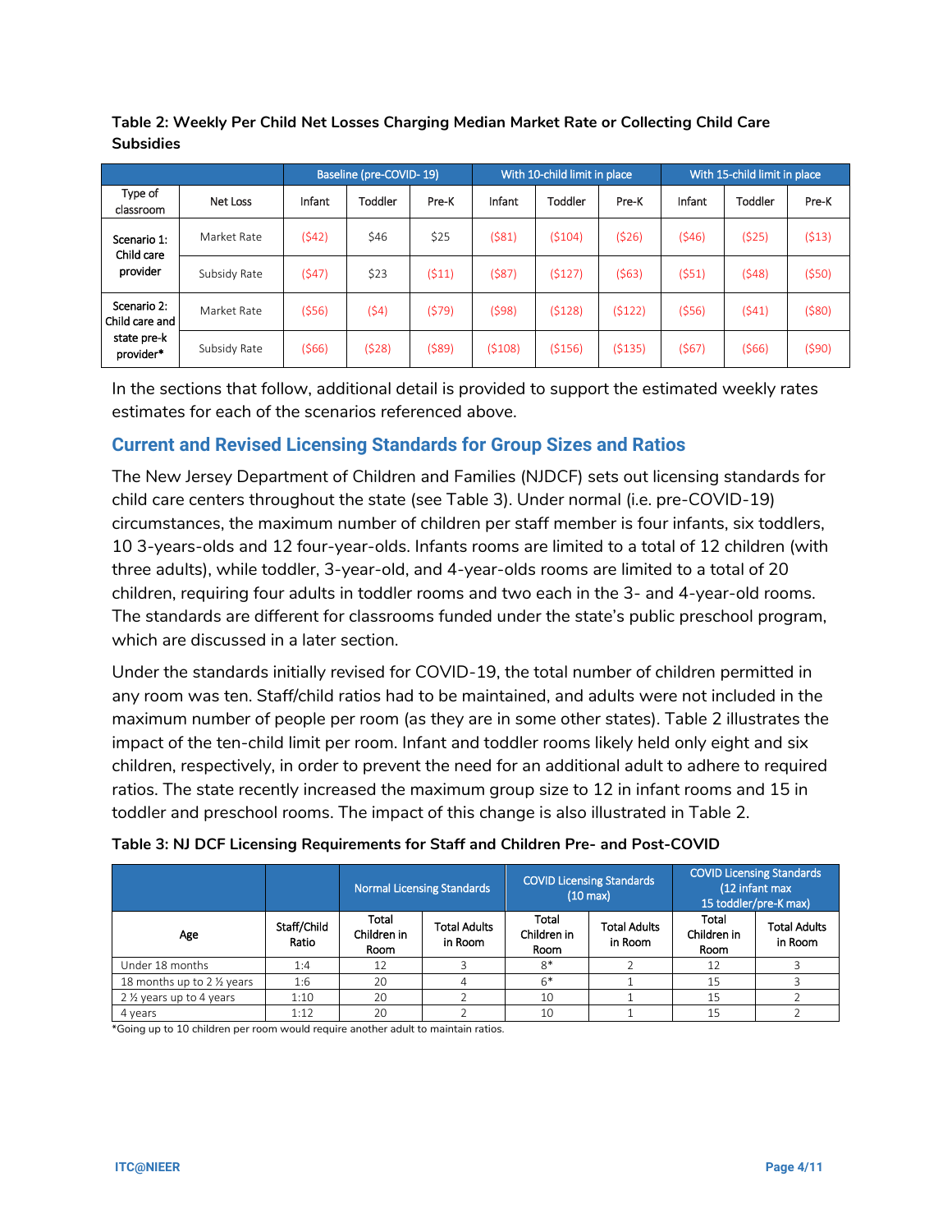**Table 2: Weekly Per Child Net Losses Charging Median Market Rate or Collecting Child Care Subsidies**

| | | Baseline (pre-COVID- 19) | | | With 10-child limit in place | | | With 15-child limit in place | | |
|---|---|---|---|---|---|---|---|---|---|---|
| Type of classroom | Net Loss | Infant | Toddler | Pre-K | Infant | Toddler | Pre-K | Infant | Toddler | Pre-K |
| Scenario 1: Child care provider | Market Rate | ($42) | $46 | $25 | ($81) | ($104) | ($26) | ($46) | ($25) | ($13) |
| | Subsidy Rate | ($47) | $23 | ($11) | ($87) | ($127) | ($63) | ($51) | ($48) | ($50) |
| Scenario 2: Child care and state pre-k provider* | Market Rate | ($56) | ($4) | ($79) | ($98) | ($128) | ($122) | ($56) | ($41) | ($80) |
| | Subsidy Rate | ($66) | ($28) | ($89) | ($108) | ($156) | ($135) | ($67) | ($66) | ($90) |

In the sections that follow, additional detail is provided to support the estimated weekly rates estimates for each of the scenarios referenced above.

## Current and Revised Licensing Standards for Group Sizes and Ratios

The New Jersey Department of Children and Families (NJDCF) sets out licensing standards for child care centers throughout the state (see Table 3). Under normal (i.e. pre-COVID-19) circumstances, the maximum number of children per staff member is four infants, six toddlers, 10 3-years-olds and 12 four-year-olds. Infants rooms are limited to a total of 12 children (with three adults), while toddler, 3-year-old, and 4-year-olds rooms are limited to a total of 20 children, requiring four adults in toddler rooms and two each in the 3- and 4-year-old rooms. The standards are different for classrooms funded under the state's public preschool program, which are discussed in a later section.

Under the standards initially revised for COVID-19, the total number of children permitted in any room was ten. Staff/child ratios had to be maintained, and adults were not included in the maximum number of people per room (as they are in some other states). Table 2 illustrates the impact of the ten-child limit per room. Infant and toddler rooms likely held only eight and six children, respectively, in order to prevent the need for an additional adult to adhere to required ratios. The state recently increased the maximum group size to 12 in infant rooms and 15 in toddler and preschool rooms. The impact of this change is also illustrated in Table 2.

**Table 3: NJ DCF Licensing Requirements for Staff and Children Pre- and Post-COVID**

| | | Normal Licensing Standards | | COVID Licensing Standards (10 max) | | COVID Licensing Standards (12 infant max 15 toddler/pre-K max) | |
|---|---|---|---|---|---|---|---|
| Age | Staff/Child Ratio | Total Children in Room | Total Adults in Room | Total Children in Room | Total Adults in Room | Total Children in Room | Total Adults in Room |
| Under 18 months | 1:4 | 12 | 3 | 8* | 2 | 12 | 3 |
| 18 months up to 2 ½ years | 1:6 | 20 | 4 | 6* | 1 | 15 | 3 |
| 2 ½ years up to 4 years | 1:10 | 20 | 2 | 10 | 1 | 15 | 2 |
| 4 years | 1:12 | 20 | 2 | 10 | 1 | 15 | 2 |

*Going up to 10 children per room would require another adult to maintain ratios.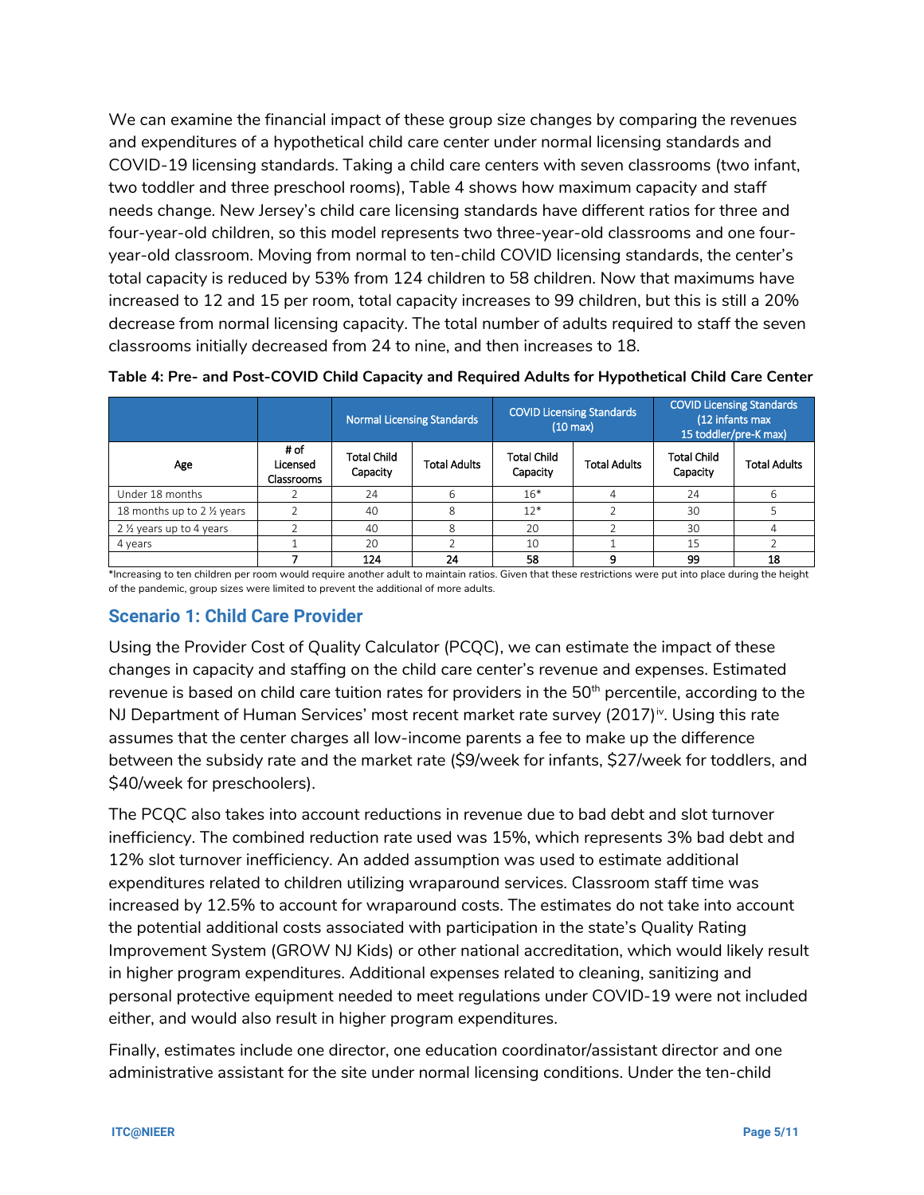We can examine the financial impact of these group size changes by comparing the revenues and expenditures of a hypothetical child care center under normal licensing standards and COVID-19 licensing standards. Taking a child care centers with seven classrooms (two infant, two toddler and three preschool rooms), Table 4 shows how maximum capacity and staff needs change. New Jersey's child care licensing standards have different ratios for three and four-year-old children, so this model represents two three-year-old classrooms and one four-year-old classroom. Moving from normal to ten-child COVID licensing standards, the center's total capacity is reduced by 53% from 124 children to 58 children. Now that maximums have increased to 12 and 15 per room, total capacity increases to 99 children, but this is still a 20% decrease from normal licensing capacity. The total number of adults required to staff the seven classrooms initially decreased from 24 to nine, and then increases to 18.

**Table 4: Pre- and Post-COVID Child Capacity and Required Adults for Hypothetical Child Care Center**

| | | Normal Licensing Standards | | COVID Licensing Standards (10 max) | | COVID Licensing Standards (12 infants max 15 toddler/pre-K max) | |
|---|---|---|---|---|---|---|---|
| Age | # of Licensed Classrooms | Total Child Capacity | Total Adults | Total Child Capacity | Total Adults | Total Child Capacity | Total Adults |
| Under 18 months | 2 | 24 | 6 | 16* | 4 | 24 | 6 |
| 18 months up to 2 ½ years | 2 | 40 | 8 | 12* | 2 | 30 | 5 |
| 2 ½ years up to 4 years | 2 | 40 | 8 | 20 | 2 | 30 | 4 |
| 4 years | 1 | 20 | 2 | 10 | 1 | 15 | 2 |
| | **7** | **124** | **24** | **58** | **9** | **99** | **18** |

*Increasing to ten children per room would require another adult to maintain ratios. Given that these restrictions were put into place during the height of the pandemic, group sizes were limited to prevent the additional of more adults.

## Scenario 1: Child Care Provider

Using the Provider Cost of Quality Calculator (PCQC), we can estimate the impact of these changes in capacity and staffing on the child care center's revenue and expenses. Estimated revenue is based on child care tuition rates for providers in the 50th percentile, according to the NJ Department of Human Services' most recent market rate survey (2017)[iv]. Using this rate assumes that the center charges all low-income parents a fee to make up the difference between the subsidy rate and the market rate ($9/week for infants, $27/week for toddlers, and $40/week for preschoolers).

The PCQC also takes into account reductions in revenue due to bad debt and slot turnover inefficiency. The combined reduction rate used was 15%, which represents 3% bad debt and 12% slot turnover inefficiency. An added assumption was used to estimate additional expenditures related to children utilizing wraparound services. Classroom staff time was increased by 12.5% to account for wraparound costs. The estimates do not take into account the potential additional costs associated with participation in the state's Quality Rating Improvement System (GROW NJ Kids) or other national accreditation, which would likely result in higher program expenditures. Additional expenses related to cleaning, sanitizing and personal protective equipment needed to meet regulations under COVID-19 were not included either, and would also result in higher program expenditures.

Finally, estimates include one director, one education coordinator/assistant director and one administrative assistant for the site under normal licensing conditions. Under the ten-child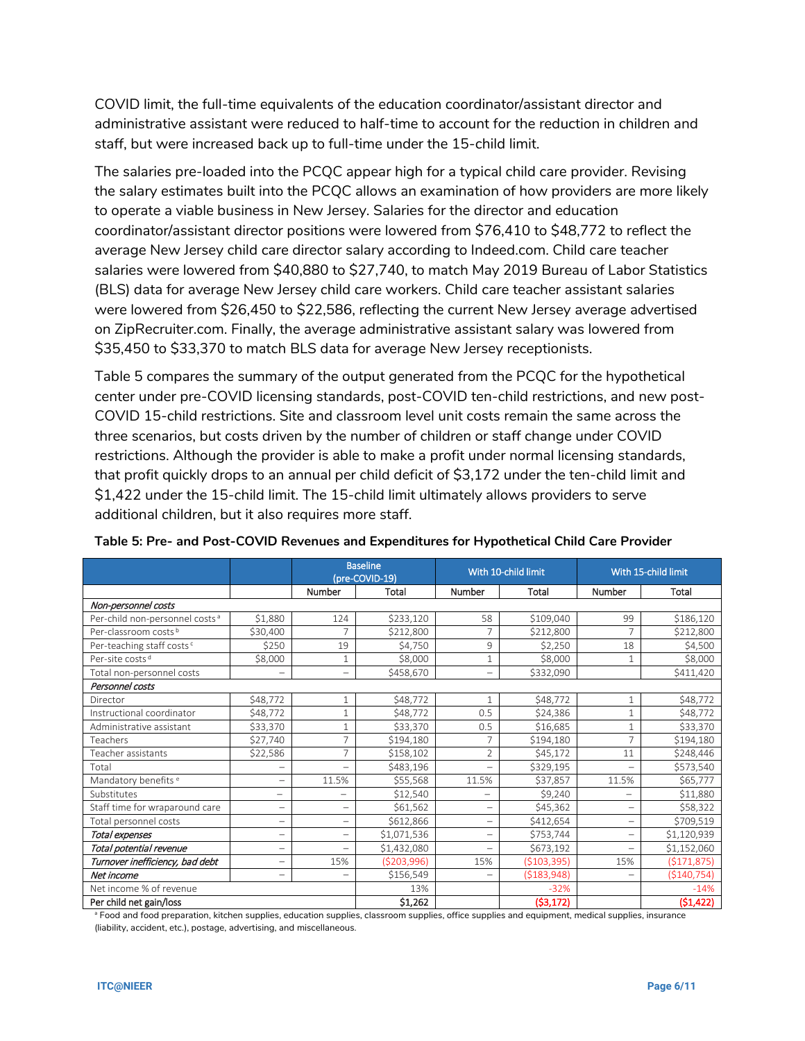COVID limit, the full-time equivalents of the education coordinator/assistant director and administrative assistant were reduced to half-time to account for the reduction in children and staff, but were increased back up to full-time under the 15-child limit.

The salaries pre-loaded into the PCQC appear high for a typical child care provider. Revising the salary estimates built into the PCQC allows an examination of how providers are more likely to operate a viable business in New Jersey. Salaries for the director and education coordinator/assistant director positions were lowered from $76,410 to $48,772 to reflect the average New Jersey child care director salary according to Indeed.com. Child care teacher salaries were lowered from $40,880 to $27,740, to match May 2019 Bureau of Labor Statistics (BLS) data for average New Jersey child care workers. Child care teacher assistant salaries were lowered from $26,450 to $22,586, reflecting the current New Jersey average advertised on ZipRecruiter.com. Finally, the average administrative assistant salary was lowered from $35,450 to $33,370 to match BLS data for average New Jersey receptionists.

Table 5 compares the summary of the output generated from the PCQC for the hypothetical center under pre-COVID licensing standards, post-COVID ten-child restrictions, and new post-COVID 15-child restrictions. Site and classroom level unit costs remain the same across the three scenarios, but costs driven by the number of children or staff change under COVID restrictions. Although the provider is able to make a profit under normal licensing standards, that profit quickly drops to an annual per child deficit of $3,172 under the ten-child limit and $1,422 under the 15-child limit. The 15-child limit ultimately allows providers to serve additional children, but it also requires more staff.

**Table 5: Pre- and Post-COVID Revenues and Expenditures for Hypothetical Child Care Provider**

| | | Baseline (pre-COVID-19) | | With 10-child limit | | With 15-child limit | |
|---|---|---|---|---|---|---|---|
| | | Number | Total | Number | Total | Number | Total |
| *Non-personnel costs* | | | | | | | |
| Per-child non-personnel costs [a] | $1,880 | 124 | $233,120 | 58 | $109,040 | 99 | $186,120 |
| Per-classroom costs [b] | $30,400 | 7 | $212,800 | 7 | $212,800 | 7 | $212,800 |
| Per-teaching staff costs [c] | $250 | 19 | $4,750 | 9 | $2,250 | 18 | $4,500 |
| Per-site costs [d] | $8,000 | 1 | $8,000 | 1 | $8,000 | 1 | $8,000 |
| Total non-personnel costs | – | – | $458,670 | – | $332,090 | | $411,420 |
| *Personnel costs* | | | | | | | |
| Director | $48,772 | 1 | $48,772 | 1 | $48,772 | 1 | $48,772 |
| Instructional coordinator | $48,772 | 1 | $48,772 | 0.5 | $24,386 | 1 | $48,772 |
| Administrative assistant | $33,370 | 1 | $33,370 | 0.5 | $16,685 | 1 | $33,370 |
| Teachers | $27,740 | 7 | $194,180 | 7 | $194,180 | 7 | $194,180 |
| Teacher assistants | $22,586 | 7 | $158,102 | 2 | $45,172 | 11 | $248,446 |
| Total | – | – | $483,196 | – | $329,195 | – | $573,540 |
| Mandatory benefits [e] | – | 11.5% | $55,568 | 11.5% | $37,857 | 11.5% | $65,777 |
| Substitutes | – | – | $12,540 | – | $9,240 | – | $11,880 |
| Staff time for wraparound care | – | – | $61,562 | – | $45,362 | – | $58,322 |
| Total personnel costs | – | – | $612,866 | – | $412,654 | – | $709,519 |
| *Total expenses* | – | – | $1,071,536 | – | $753,744 | – | $1,120,939 |
| *Total potential revenue* | – | – | $1,432,080 | – | $673,192 | – | $1,152,060 |
| *Turnover inefficiency, bad debt* | – | 15% | ($203,996) | 15% | ($103,395) | 15% | ($171,875) |
| *Net income* | – | – | $156,549 | – | ($183,948) | – | ($140,754) |
| Net income % of revenue | | | 13% | | -32% | | -14% |
| Per child net gain/loss | | | $1,262 | | ($3,172) | | ($1,422) |

[a] Food and food preparation, kitchen supplies, education supplies, classroom supplies, office supplies and equipment, medical supplies, insurance (liability, accident, etc.), postage, advertising, and miscellaneous.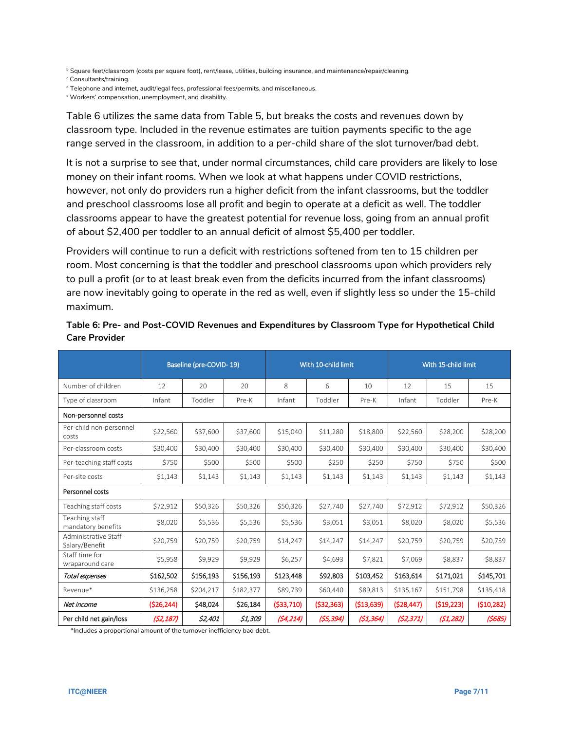[b] Square feet/classroom (costs per square foot), rent/lease, utilities, building insurance, and maintenance/repair/cleaning.
[c] Consultants/training.
[d] Telephone and internet, audit/legal fees, professional fees/permits, and miscellaneous.
[e] Workers' compensation, unemployment, and disability.

Table 6 utilizes the same data from Table 5, but breaks the costs and revenues down by classroom type. Included in the revenue estimates are tuition payments specific to the age range served in the classroom, in addition to a per-child share of the slot turnover/bad debt.

It is not a surprise to see that, under normal circumstances, child care providers are likely to lose money on their infant rooms. When we look at what happens under COVID restrictions, however, not only do providers run a higher deficit from the infant classrooms, but the toddler and preschool classrooms lose all profit and begin to operate at a deficit as well. The toddler classrooms appear to have the greatest potential for revenue loss, going from an annual profit of about $2,400 per toddler to an annual deficit of almost $5,400 per toddler.

Providers will continue to run a deficit with restrictions softened from ten to 15 children per room. Most concerning is that the toddler and preschool classrooms upon which providers rely to pull a profit (or to at least break even from the deficits incurred from the infant classrooms) are now inevitably going to operate in the red as well, even if slightly less so under the 15-child maximum.

**Table 6: Pre- and Post-COVID Revenues and Expenditures by Classroom Type for Hypothetical Child Care Provider**

| | Baseline (pre-COVID- 19) | | | With 10-child limit | | | With 15-child limit | | |
|---|---|---|---|---|---|---|---|---|---|
| Number of children | 12 | 20 | 20 | 8 | 6 | 10 | 12 | 15 | 15 |
| Type of classroom | Infant | Toddler | Pre-K | Infant | Toddler | Pre-K | Infant | Toddler | Pre-K |
| Non-personnel costs | | | | | | | | | |
| Per-child non-personnel costs | $22,560 | $37,600 | $37,600 | $15,040 | $11,280 | $18,800 | $22,560 | $28,200 | $28,200 |
| Per-classroom costs | $30,400 | $30,400 | $30,400 | $30,400 | $30,400 | $30,400 | $30,400 | $30,400 | $30,400 |
| Per-teaching staff costs | $750 | $500 | $500 | $500 | $250 | $250 | $750 | $750 | $500 |
| Per-site costs | $1,143 | $1,143 | $1,143 | $1,143 | $1,143 | $1,143 | $1,143 | $1,143 | $1,143 |
| Personnel costs | | | | | | | | | |
| Teaching staff costs | $72,912 | $50,326 | $50,326 | $50,326 | $27,740 | $27,740 | $72,912 | $72,912 | $50,326 |
| Teaching staff mandatory benefits | $8,020 | $5,536 | $5,536 | $5,536 | $3,051 | $3,051 | $8,020 | $8,020 | $5,536 |
| Administrative Staff Salary/Benefit | $20,759 | $20,759 | $20,759 | $14,247 | $14,247 | $14,247 | $20,759 | $20,759 | $20,759 |
| Staff time for wraparound care | $5,958 | $9,929 | $9,929 | $6,257 | $4,693 | $7,821 | $7,069 | $8,837 | $8,837 |
| ***Total expenses*** | **$162,502** | **$156,193** | **$156,193** | **$123,448** | **$92,803** | **$103,452** | **$163,614** | **$171,021** | **$145,701** |
| Revenue* | $136,258 | $204,217 | $182,377 | $89,739 | $60,440 | $89,813 | $135,167 | $151,798 | $135,418 |
| ***Net income*** | **($26,244)** | **$48,024** | **$26,184** | **($33,710)** | **($32,363)** | **($13,639)** | **($28,447)** | **($19,223)** | **($10,282)** |
| Per child net gain/loss | *($2,187)* | *$2,401* | *$1,309* | *($4,214)* | *($5,394)* | *($1,364)* | *($2,371)* | *($1,282)* | *($685)* |

*Includes a proportional amount of the turnover inefficiency bad debt.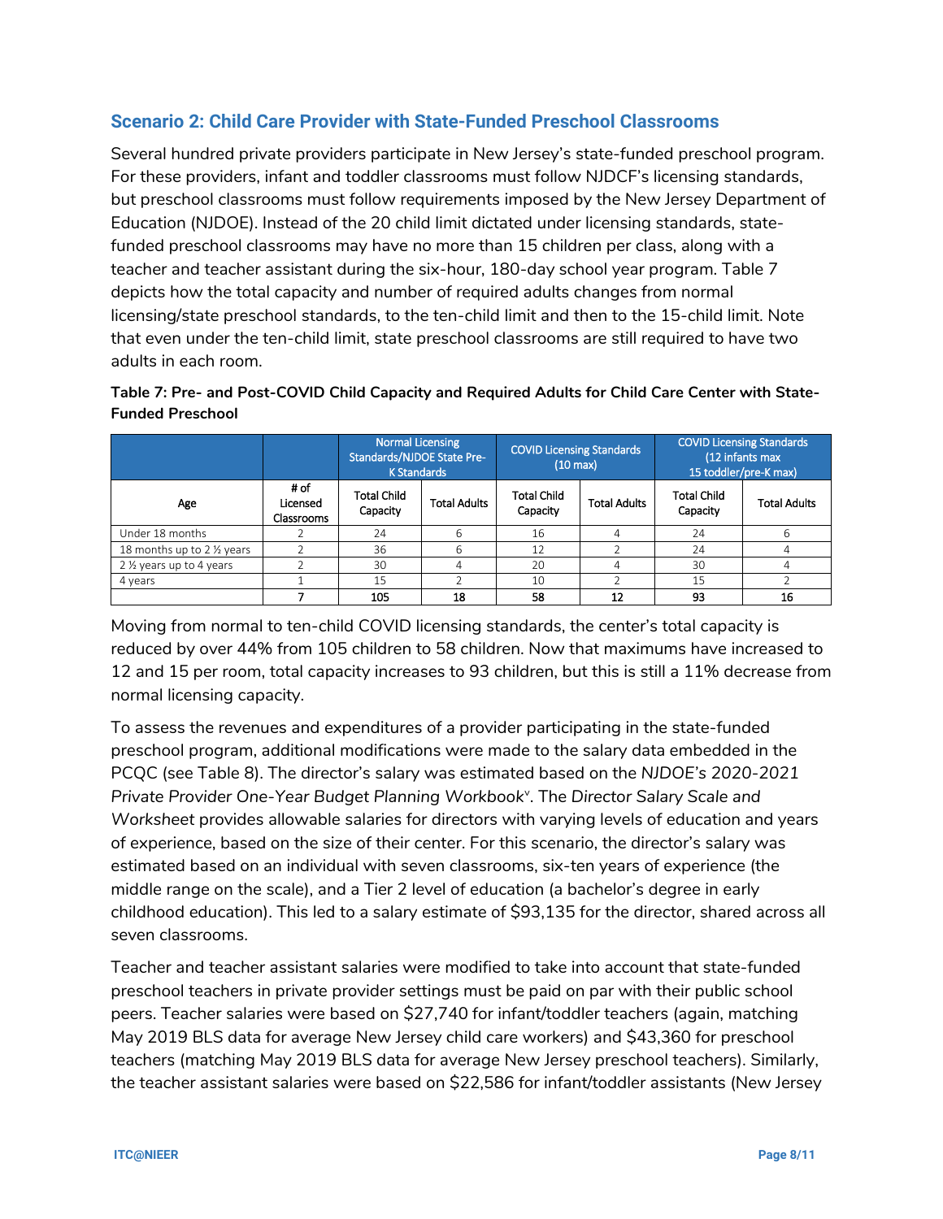## Scenario 2: Child Care Provider with State-Funded Preschool Classrooms

Several hundred private providers participate in New Jersey's state-funded preschool program. For these providers, infant and toddler classrooms must follow NJDCF's licensing standards, but preschool classrooms must follow requirements imposed by the New Jersey Department of Education (NJDOE). Instead of the 20 child limit dictated under licensing standards, state-funded preschool classrooms may have no more than 15 children per class, along with a teacher and teacher assistant during the six-hour, 180-day school year program. Table 7 depicts how the total capacity and number of required adults changes from normal licensing/state preschool standards, to the ten-child limit and then to the 15-child limit. Note that even under the ten-child limit, state preschool classrooms are still required to have two adults in each room.

**Table 7: Pre- and Post-COVID Child Capacity and Required Adults for Child Care Center with State-Funded Preschool**

| | | Normal Licensing Standards/NJDOE State Pre-K Standards | | COVID Licensing Standards (10 max) | | COVID Licensing Standards (12 infants max 15 toddler/pre-K max) | |
|---|---|---|---|---|---|---|---|
| Age | # of Licensed Classrooms | Total Child Capacity | Total Adults | Total Child Capacity | Total Adults | Total Child Capacity | Total Adults |
| Under 18 months | 2 | 24 | 6 | 16 | 4 | 24 | 6 |
| 18 months up to 2 ½ years | 2 | 36 | 6 | 12 | 2 | 24 | 4 |
| 2 ½ years up to 4 years | 2 | 30 | 4 | 20 | 4 | 30 | 4 |
| 4 years | 1 | 15 | 2 | 10 | 2 | 15 | 2 |
| | **7** | **105** | **18** | **58** | **12** | **93** | **16** |

Moving from normal to ten-child COVID licensing standards, the center's total capacity is reduced by over 44% from 105 children to 58 children. Now that maximums have increased to 12 and 15 per room, total capacity increases to 93 children, but this is still a 11% decrease from normal licensing capacity.

To assess the revenues and expenditures of a provider participating in the state-funded preschool program, additional modifications were made to the salary data embedded in the PCQC (see Table 8). The director's salary was estimated based on the *NJDOE's 2020-2021 Private Provider One-Year Budget Planning Workbook*[v]. The *Director Salary Scale and Worksheet* provides allowable salaries for directors with varying levels of education and years of experience, based on the size of their center. For this scenario, the director's salary was estimated based on an individual with seven classrooms, six-ten years of experience (the middle range on the scale), and a Tier 2 level of education (a bachelor's degree in early childhood education). This led to a salary estimate of $93,135 for the director, shared across all seven classrooms.

Teacher and teacher assistant salaries were modified to take into account that state-funded preschool teachers in private provider settings must be paid on par with their public school peers. Teacher salaries were based on $27,740 for infant/toddler teachers (again, matching May 2019 BLS data for average New Jersey child care workers) and $43,360 for preschool teachers (matching May 2019 BLS data for average New Jersey preschool teachers). Similarly, the teacher assistant salaries were based on $22,586 for infant/toddler assistants (New Jersey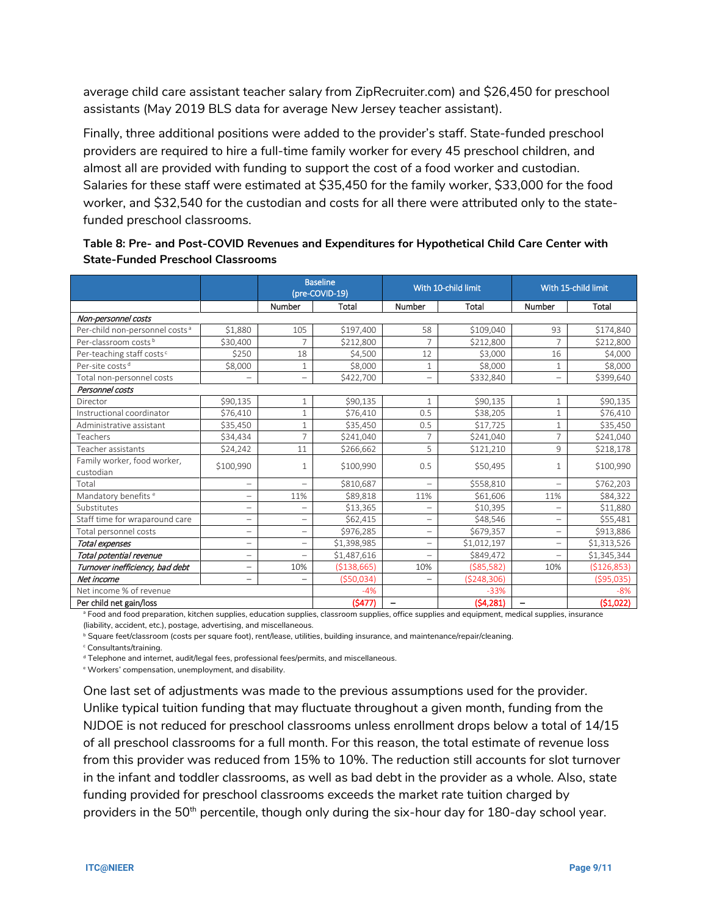average child care assistant teacher salary from ZipRecruiter.com) and $26,450 for preschool assistants (May 2019 BLS data for average New Jersey teacher assistant).

Finally, three additional positions were added to the provider's staff. State-funded preschool providers are required to hire a full-time family worker for every 45 preschool children, and almost all are provided with funding to support the cost of a food worker and custodian. Salaries for these staff were estimated at $35,450 for the family worker, $33,000 for the food worker, and $32,540 for the custodian and costs for all there were attributed only to the state-funded preschool classrooms.

**Table 8: Pre- and Post-COVID Revenues and Expenditures for Hypothetical Child Care Center with State-Funded Preschool Classrooms**

| | | Baseline (pre-COVID-19) | | With 10-child limit | | With 15-child limit | |
|---|---|---|---|---|---|---|---|
| | | Number | Total | Number | Total | Number | Total |
| *Non-personnel costs* | | | | | | | |
| Per-child non-personnel costs [a] | $1,880 | 105 | $197,400 | 58 | $109,040 | 93 | $174,840 |
| Per-classroom costs [b] | $30,400 | 7 | $212,800 | 7 | $212,800 | 7 | $212,800 |
| Per-teaching staff costs [c] | $250 | 18 | $4,500 | 12 | $3,000 | 16 | $4,000 |
| Per-site costs [d] | $8,000 | 1 | $8,000 | 1 | $8,000 | 1 | $8,000 |
| Total non-personnel costs | – | – | $422,700 | – | $332,840 | – | $399,640 |
| *Personnel costs* | | | | | | | |
| Director | $90,135 | 1 | $90,135 | 1 | $90,135 | 1 | $90,135 |
| Instructional coordinator | $76,410 | 1 | $76,410 | 0.5 | $38,205 | 1 | $76,410 |
| Administrative assistant | $35,450 | 1 | $35,450 | 0.5 | $17,725 | 1 | $35,450 |
| Teachers | $34,434 | 7 | $241,040 | 7 | $241,040 | 7 | $241,040 |
| Teacher assistants | $24,242 | 11 | $266,662 | 5 | $121,210 | 9 | $218,178 |
| Family worker, food worker, custodian | $100,990 | 1 | $100,990 | 0.5 | $50,495 | 1 | $100,990 |
| Total | – | – | $810,687 | – | $558,810 | – | $762,203 |
| Mandatory benefits [e] | – | 11% | $89,818 | 11% | $61,606 | 11% | $84,322 |
| Substitutes | – | – | $13,365 | – | $10,395 | – | $11,880 |
| Staff time for wraparound care | – | – | $62,415 | – | $48,546 | – | $55,481 |
| Total personnel costs | – | – | $976,285 | – | $679,357 | – | $913,886 |
| ***Total expenses*** | – | – | $1,398,985 | – | $1,012,197 | – | $1,313,526 |
| ***Total potential revenue*** | – | – | $1,487,616 | – | $849,472 | – | $1,345,344 |
| ***Turnover inefficiency, bad debt*** | – | 10% | ($138,665) | 10% | ($85,582) | 10% | ($126,853) |
| ***Net income*** | – | – | ($50,034) | – | ($248,306) | – | ($95,035) |
| Net income % of revenue | | | -4% | | -33% | | -8% |
| Per child net gain/loss | | | ($477) | – | ($4,281) | – | ($1,022) |

[a] Food and food preparation, kitchen supplies, education supplies, classroom supplies, office supplies and equipment, medical supplies, insurance (liability, accident, etc.), postage, advertising, and miscellaneous.
[b] Square feet/classroom (costs per square foot), rent/lease, utilities, building insurance, and maintenance/repair/cleaning.
[c] Consultants/training.
[d] Telephone and internet, audit/legal fees, professional fees/permits, and miscellaneous.
[e] Workers' compensation, unemployment, and disability.

One last set of adjustments was made to the previous assumptions used for the provider. Unlike typical tuition funding that may fluctuate throughout a given month, funding from the NJDOE is not reduced for preschool classrooms unless enrollment drops below a total of 14/15 of all preschool classrooms for a full month. For this reason, the total estimate of revenue loss from this provider was reduced from 15% to 10%. The reduction still accounts for slot turnover in the infant and toddler classrooms, as well as bad debt in the provider as a whole. Also, state funding provided for preschool classrooms exceeds the market rate tuition charged by providers in the 50th percentile, though only during the six-hour day for 180-day school year.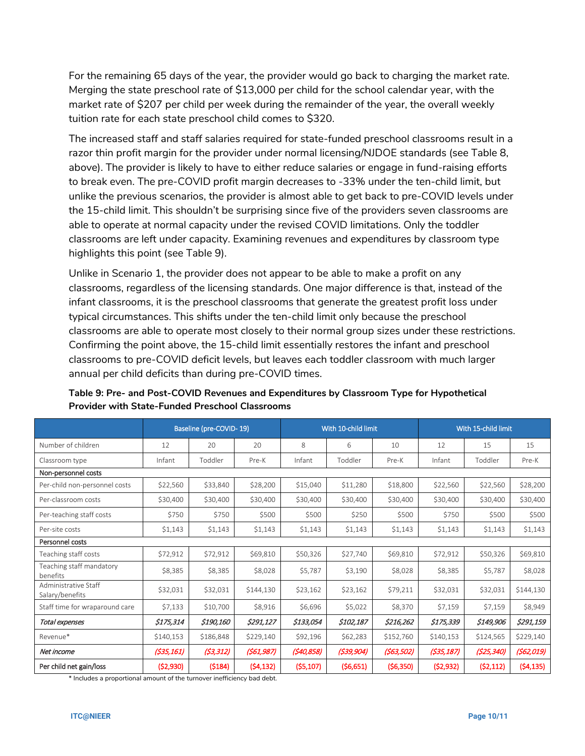For the remaining 65 days of the year, the provider would go back to charging the market rate. Merging the state preschool rate of $13,000 per child for the school calendar year, with the market rate of $207 per child per week during the remainder of the year, the overall weekly tuition rate for each state preschool child comes to $320.

The increased staff and staff salaries required for state-funded preschool classrooms result in a razor thin profit margin for the provider under normal licensing/NJDOE standards (see Table 8, above). The provider is likely to have to either reduce salaries or engage in fund-raising efforts to break even. The pre-COVID profit margin decreases to -33% under the ten-child limit, but unlike the previous scenarios, the provider is almost able to get back to pre-COVID levels under the 15-child limit. This shouldn't be surprising since five of the providers seven classrooms are able to operate at normal capacity under the revised COVID limitations. Only the toddler classrooms are left under capacity. Examining revenues and expenditures by classroom type highlights this point (see Table 9).

Unlike in Scenario 1, the provider does not appear to be able to make a profit on any classrooms, regardless of the licensing standards. One major difference is that, instead of the infant classrooms, it is the preschool classrooms that generate the greatest profit loss under typical circumstances. This shifts under the ten-child limit only because the preschool classrooms are able to operate most closely to their normal group sizes under these restrictions. Confirming the point above, the 15-child limit essentially restores the infant and preschool classrooms to pre-COVID deficit levels, but leaves each toddler classroom with much larger annual per child deficits than during pre-COVID times.

**Table 9: Pre- and Post-COVID Revenues and Expenditures by Classroom Type for Hypothetical Provider with State-Funded Preschool Classrooms**

| | Baseline (pre-COVID- 19) | | | With 10-child limit | | | With 15-child limit | | |
|---|---|---|---|---|---|---|---|---|---|
| Number of children | 12 | 20 | 20 | 8 | 6 | 10 | 12 | 15 | 15 |
| Classroom type | Infant | Toddler | Pre-K | Infant | Toddler | Pre-K | Infant | Toddler | Pre-K |
| Non-personnel costs | | | | | | | | | |
| Per-child non-personnel costs | $22,560 | $33,840 | $28,200 | $15,040 | $11,280 | $18,800 | $22,560 | $22,560 | $28,200 |
| Per-classroom costs | $30,400 | $30,400 | $30,400 | $30,400 | $30,400 | $30,400 | $30,400 | $30,400 | $30,400 |
| Per-teaching staff costs | $750 | $750 | $500 | $500 | $250 | $500 | $750 | $500 | $500 |
| Per-site costs | $1,143 | $1,143 | $1,143 | $1,143 | $1,143 | $1,143 | $1,143 | $1,143 | $1,143 |
| Personnel costs | | | | | | | | | |
| Teaching staff costs | $72,912 | $72,912 | $69,810 | $50,326 | $27,740 | $69,810 | $72,912 | $50,326 | $69,810 |
| Teaching staff mandatory benefits | $8,385 | $8,385 | $8,028 | $5,787 | $3,190 | $8,028 | $8,385 | $5,787 | $8,028 |
| Administrative Staff Salary/benefits | $32,031 | $32,031 | $144,130 | $23,162 | $23,162 | $79,211 | $32,031 | $32,031 | $144,130 |
| Staff time for wraparound care | $7,133 | $10,700 | $8,916 | $6,696 | $5,022 | $8,370 | $7,159 | $7,159 | $8,949 |
| *Total expenses* | *$175,314* | *$190,160* | *$291,127* | *$133,054* | *$102,187* | *$216,262* | *$175,339* | *$149,906* | *$291,159* |
| Revenue* | $140,153 | $186,848 | $229,140 | $92,196 | $62,283 | $152,760 | $140,153 | $124,565 | $229,140 |
| *Net income* | *($35,161)* | *($3,312)* | *($61,987)* | *($40,858)* | *($39,904)* | *($63,502)* | *($35,187)* | *($25,340)* | *($62,019)* |
| Per child net gain/loss | ($2,930) | ($184) | ($4,132) | ($5,107) | ($6,651) | ($6,350) | ($2,932) | ($2,112) | ($4,135) |

* Includes a proportional amount of the turnover inefficiency bad debt.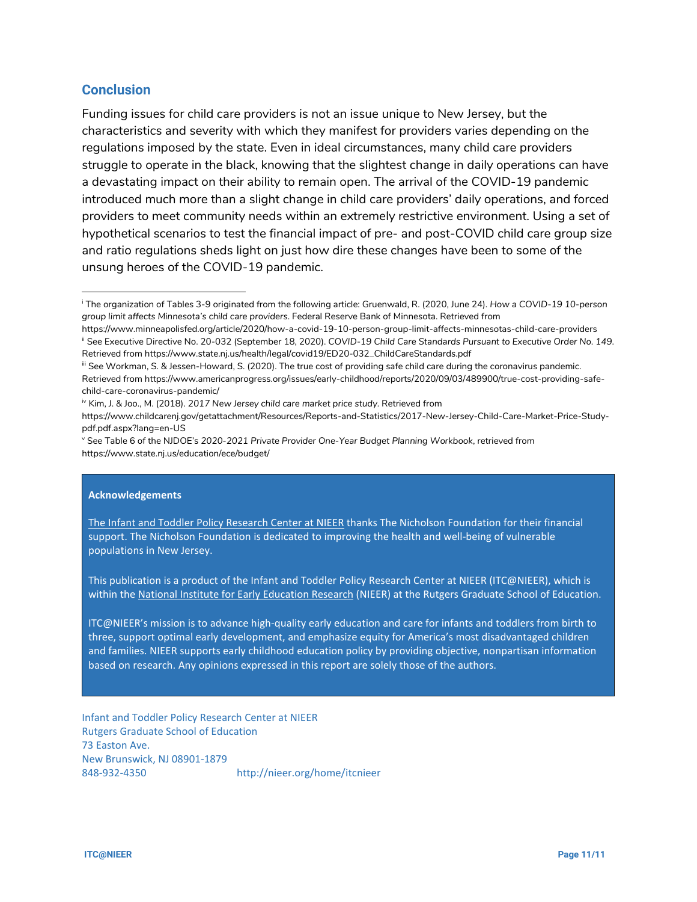## Conclusion

Funding issues for child care providers is not an issue unique to New Jersey, but the characteristics and severity with which they manifest for providers varies depending on the regulations imposed by the state. Even in ideal circumstances, many child care providers struggle to operate in the black, knowing that the slightest change in daily operations can have a devastating impact on their ability to remain open. The arrival of the COVID-19 pandemic introduced much more than a slight change in child care providers' daily operations, and forced providers to meet community needs within an extremely restrictive environment. Using a set of hypothetical scenarios to test the financial impact of pre- and post-COVID child care group size and ratio regulations sheds light on just how dire these changes have been to some of the unsung heroes of the COVID-19 pandemic.

---

[i] The organization of Tables 3-9 originated from the following article: Gruenwald, R. (2020, June 24). *How a COVID-19 10-person group limit affects Minnesota's child care providers*. Federal Reserve Bank of Minnesota. Retrieved from https://www.minneapolisfed.org/article/2020/how-a-covid-19-10-person-group-limit-affects-minnesotas-child-care-providers

[ii] See Executive Directive No. 20-032 (September 18, 2020). *COVID-19 Child Care Standards Pursuant to Executive Order No. 149*. Retrieved from https://www.state.nj.us/health/legal/covid19/ED20-032_ChildCareStandards.pdf

[iii] See Workman, S. & Jessen-Howard, S. (2020). The true cost of providing safe child care during the coronavirus pandemic. Retrieved from https://www.americanprogress.org/issues/early-childhood/reports/2020/09/03/489900/true-cost-providing-safe-child-care-coronavirus-pandemic/

[iv] Kim, J. & Joo., M. (2018). *2017 New Jersey child care market price study*. Retrieved from https://www.childcarenj.gov/getattachment/Resources/Reports-and-Statistics/2017-New-Jersey-Child-Care-Market-Price-Study-pdf.pdf.aspx?lang=en-US

[v] See Table 6 of the NJDOE's *2020-2021 Private Provider One-Year Budget Planning Workbook*, retrieved from https://www.state.nj.us/education/ece/budget/

**Acknowledgements**

The Infant and Toddler Policy Research Center at NIEER thanks The Nicholson Foundation for their financial support. The Nicholson Foundation is dedicated to improving the health and well-being of vulnerable populations in New Jersey.

This publication is a product of the Infant and Toddler Policy Research Center at NIEER (ITC@NIEER), which is within the National Institute for Early Education Research (NIEER) at the Rutgers Graduate School of Education.

ITC@NIEER's mission is to advance high-quality early education and care for infants and toddlers from birth to three, support optimal early development, and emphasize equity for America's most disadvantaged children and families. NIEER supports early childhood education policy by providing objective, nonpartisan information based on research. Any opinions expressed in this report are solely those of the authors.

Infant and Toddler Policy Research Center at NIEER
Rutgers Graduate School of Education
73 Easton Ave.
New Brunswick, NJ 08901-1879
848-932-4350 http://nieer.org/home/itcnieer